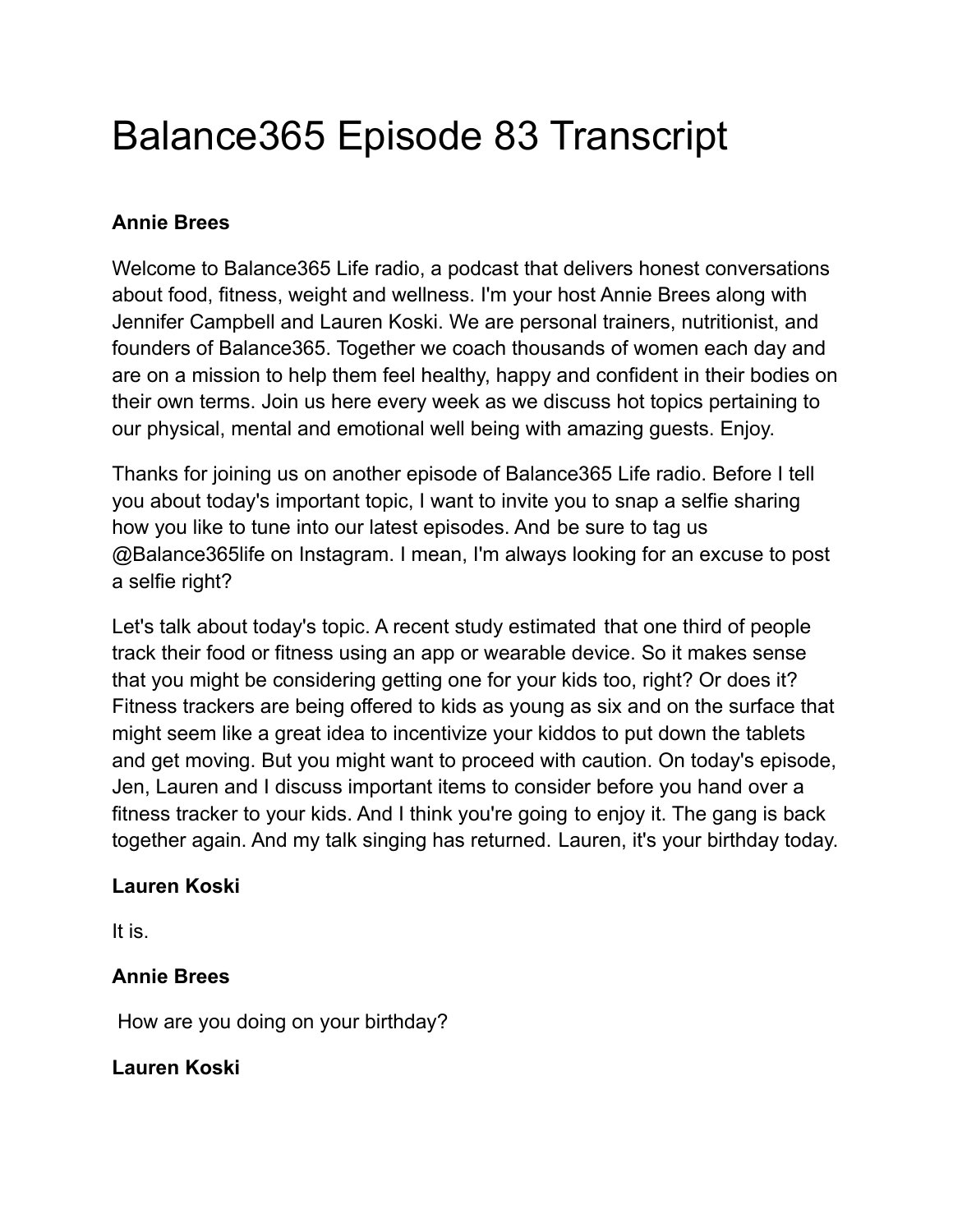# Balance365 Episode 83 Transcript

**Annie Brees**

Welcome to Balance365 Life radio, a podcast that delivers honest conversations about food, fitness, weight and wellness. I'm your host Annie Brees along with Jennifer Campbell and Lauren Koski. We are personal trainers, nutritionist, and founders of Balance365. Together we coach thousands of women each day and are on a mission to help them feel healthy, happy and confident in their bodies on their own terms. Join us here every week as we discuss hot topics pertaining to our physical, mental and emotional well being with amazing guests. Enjoy.

Thanks for joining us on another episode of Balance365 Life radio. Before I tell you about today's important topic, I want to invite you to snap a selfie sharing how you like to tune into our latest episodes. And be sure to tag us @Balance365life on Instagram. I mean, I'm always looking for an excuse to post a selfie right?

Let's talk about today's topic. A recent study estimated that one third of people track their food or fitness using an app or wearable device. So it makes sense that you might be considering getting one for your kids too, right? Or does it? Fitness trackers are being offered to kids as young as six and on the surface that might seem like a great idea to incentivize your kiddos to put down the tablets and get moving. But you might want to proceed with caution. On today's episode, Jen, Lauren and I discuss important items to consider before you hand over a fitness tracker to your kids. And I think you're going to enjoy it. The gang is back together again. And my talk singing has returned. Lauren, it's your birthday today.

**Lauren Koski**

It is.

**Annie Brees**

How are you doing on your birthday?

**Lauren Koski**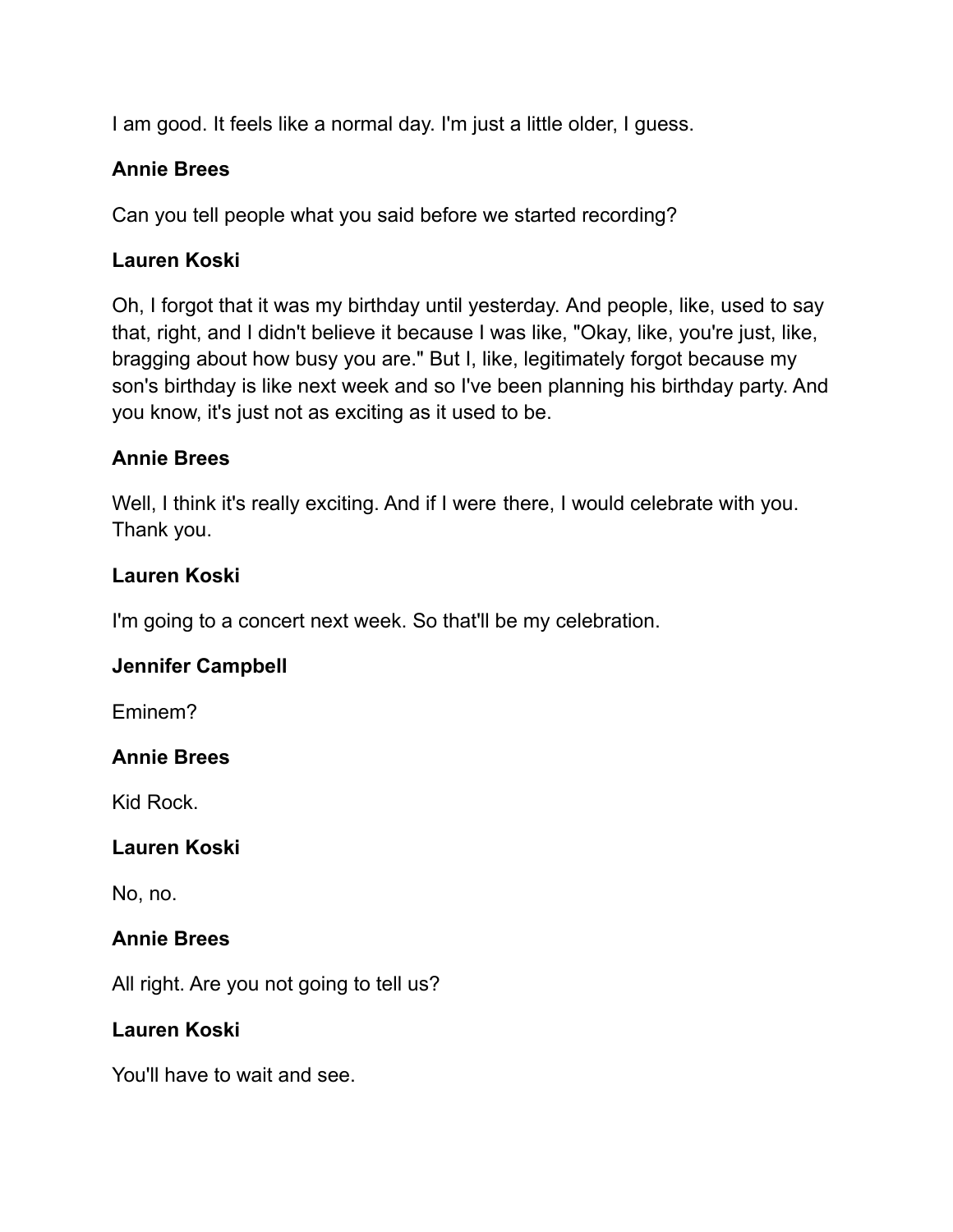I am good. It feels like a normal day. I'm just a little older, I guess.

**Annie Brees**

Can you tell people what you said before we started recording?

**Lauren Koski**

Oh, I forgot that it was my birthday until yesterday. And people, like, used to say that, right, and I didn't believe it because I was like, "Okay, like, you're just, like, bragging about how busy you are." But I, like, legitimately forgot because my son's birthday is like next week and so I've been planning his birthday party. And you know, it's just not as exciting as it used to be.

**Annie Brees**

Well, I think it's really exciting. And if I were there, I would celebrate with you. Thank you.

**Lauren Koski**

I'm going to a concert next week. So that'll be my celebration.

**Jennifer Campbell**

Eminem?

**Annie Brees**

Kid Rock.

**Lauren Koski**

No, no.

**Annie Brees**

All right. Are you not going to tell us?

**Lauren Koski**

You'll have to wait and see.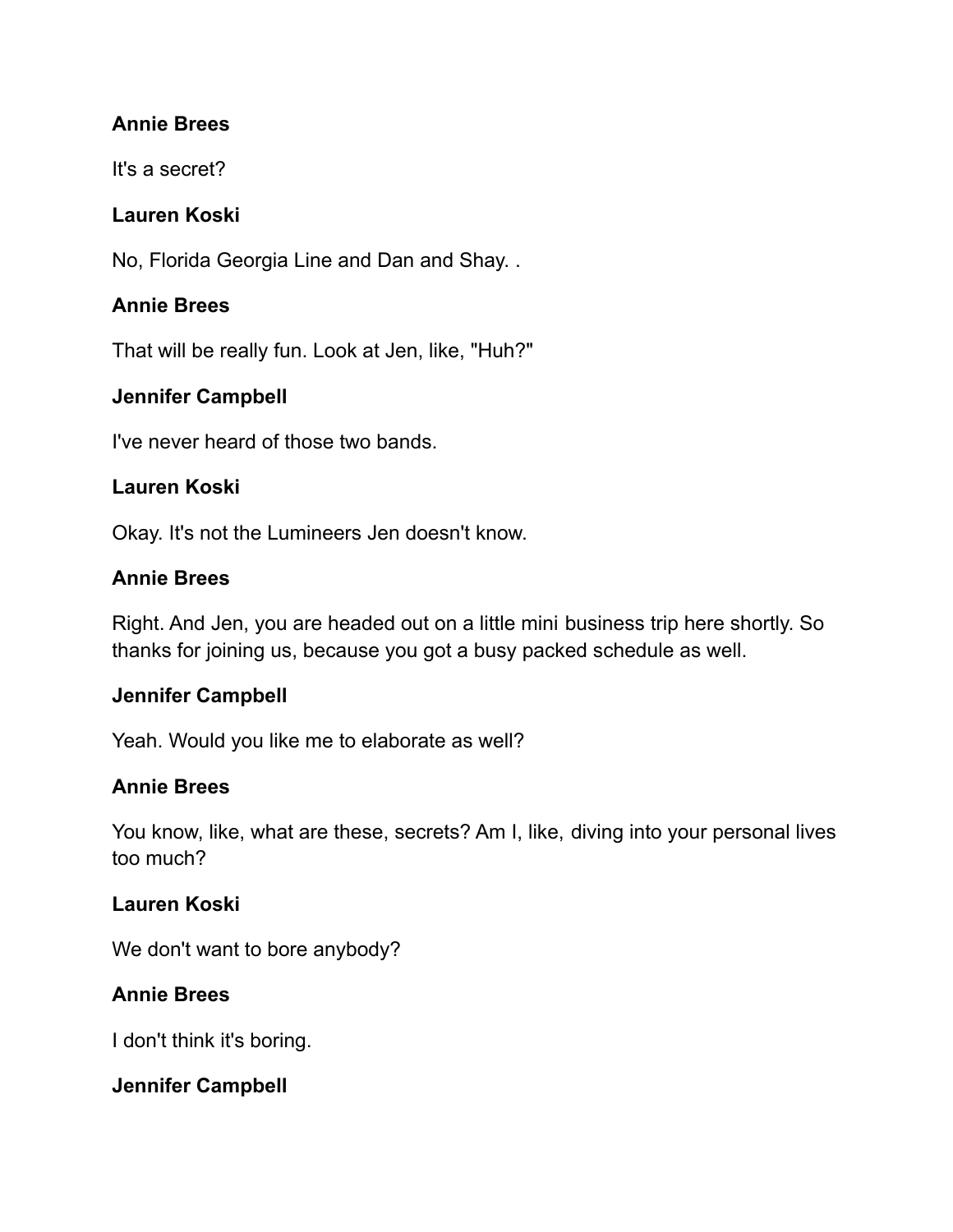**Annie Brees**

It's a secret?

**Lauren Koski**

No, Florida Georgia Line and Dan and Shay. .

**Annie Brees**

That will be really fun. Look at Jen, like, "Huh?"

**Jennifer Campbell**

I've never heard of those two bands.

**Lauren Koski**

Okay. It's not the Lumineers Jen doesn't know.

**Annie Brees**

Right. And Jen, you are headed out on a little mini business trip here shortly. So thanks for joining us, because you got a busy packed schedule as well.

**Jennifer Campbell**

Yeah. Would you like me to elaborate as well?

**Annie Brees**

You know, like, what are these, secrets? Am I, like, diving into your personal lives too much?

**Lauren Koski**

We don't want to bore anybody?

**Annie Brees**

I don't think it's boring.

**Jennifer Campbell**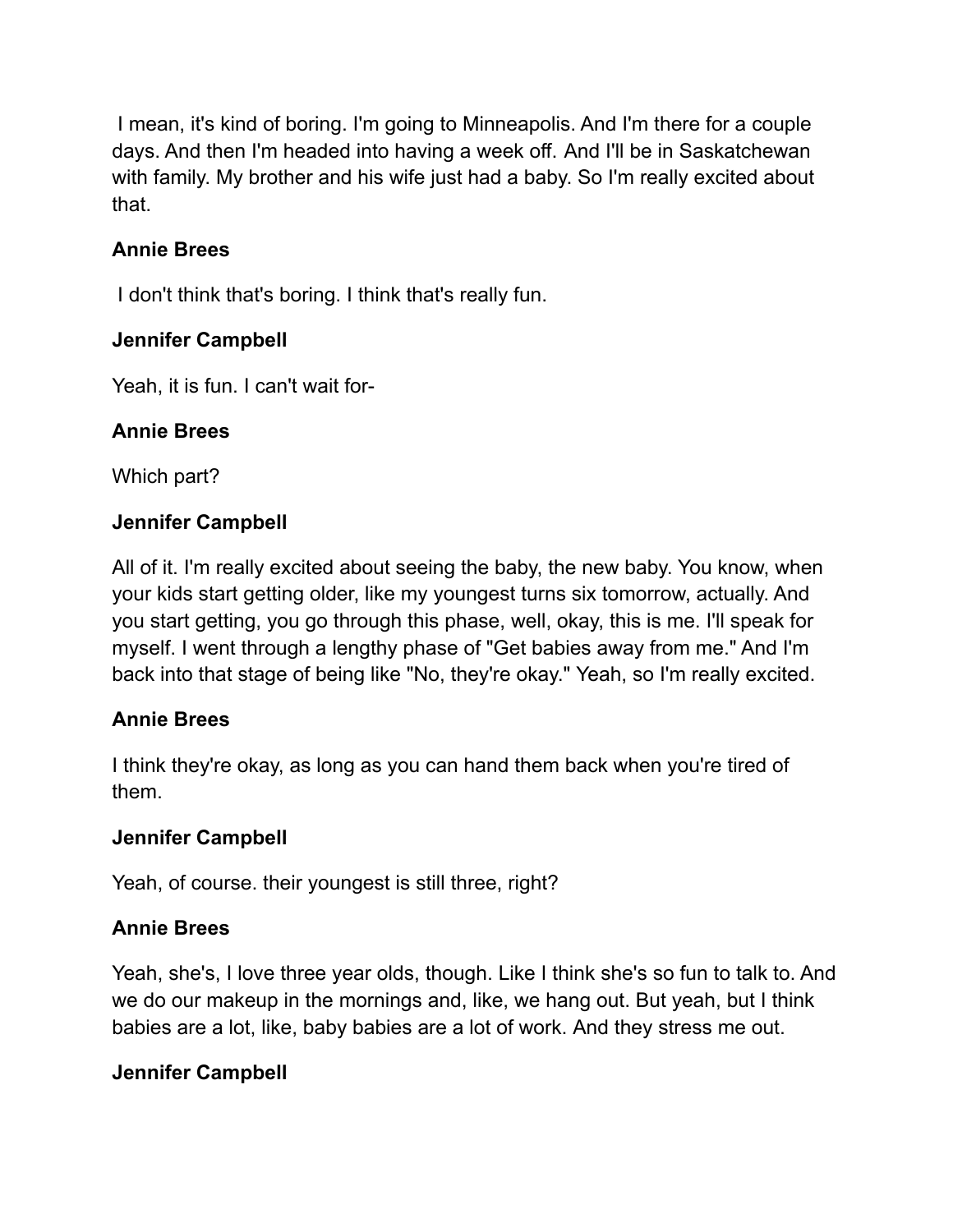I mean, it's kind of boring. I'm going to Minneapolis. And I'm there for a couple days. And then I'm headed into having a week off. And I'll be in Saskatchewan with family. My brother and his wife just had a baby. So I'm really excited about that.

**Annie Brees**

I don't think that's boring. I think that's really fun.

**Jennifer Campbell**

Yeah, it is fun. I can't wait for-

**Annie Brees**

Which part?

**Jennifer Campbell**

All of it. I'm really excited about seeing the baby, the new baby. You know, when your kids start getting older, like my youngest turns six tomorrow, actually. And you start getting, you go through this phase, well, okay, this is me. I'll speak for myself. I went through a lengthy phase of "Get babies away from me." And I'm back into that stage of being like "No, they're okay." Yeah, so I'm really excited.

**Annie Brees**

I think they're okay, as long as you can hand them back when you're tired of them.

**Jennifer Campbell**

Yeah, of course. their youngest is still three, right?

**Annie Brees**

Yeah, she's, I love three year olds, though. Like I think she's so fun to talk to. And we do our makeup in the mornings and, like, we hang out. But yeah, but I think babies are a lot, like, baby babies are a lot of work. And they stress me out.

**Jennifer Campbell**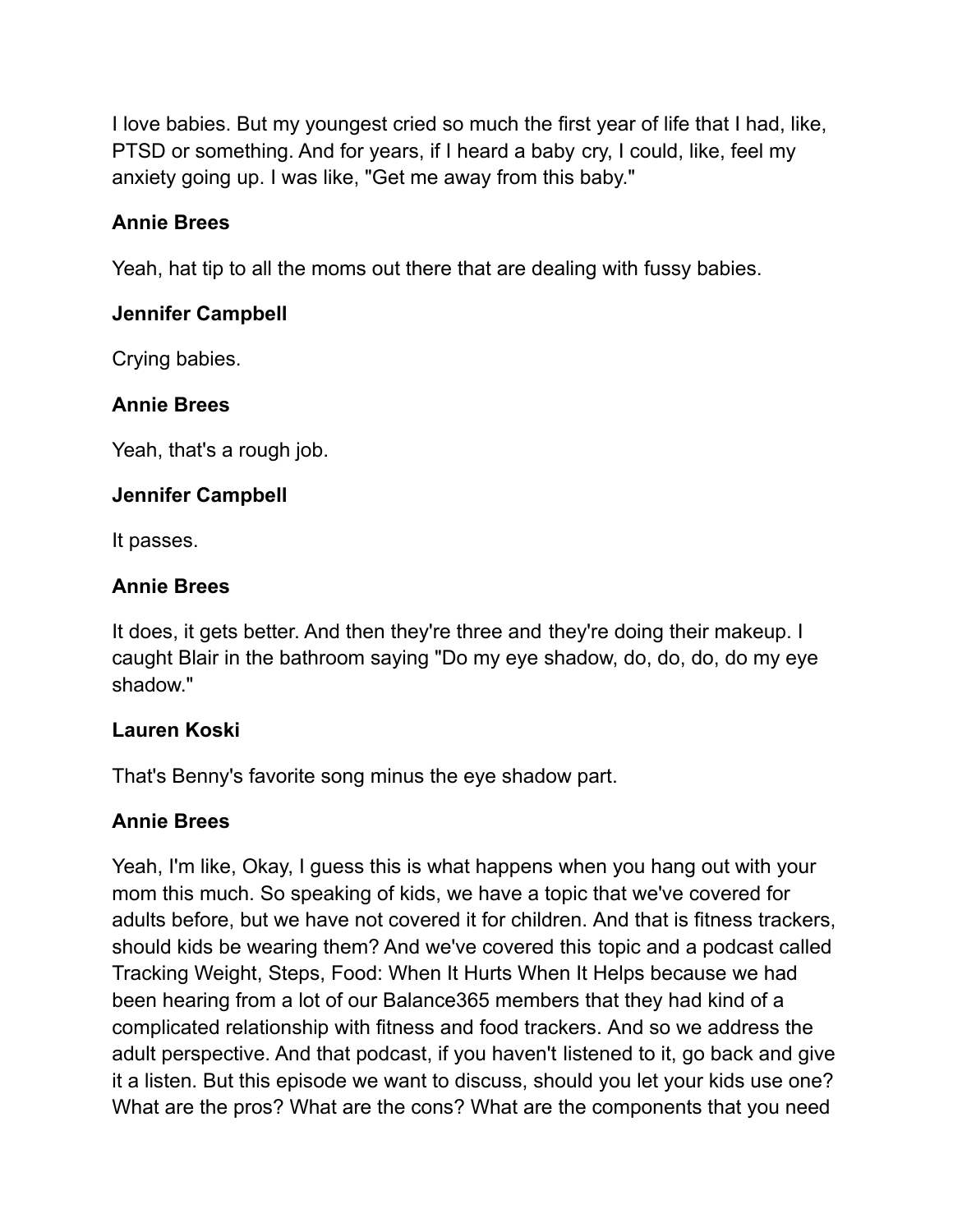I love babies. But my youngest cried so much the first year of life that I had, like, PTSD or something. And for years, if I heard a baby cry, I could, like, feel my anxiety going up. I was like, "Get me away from this baby."

**Annie Brees**

Yeah, hat tip to all the moms out there that are dealing with fussy babies.

**Jennifer Campbell**

Crying babies.

**Annie Brees**

Yeah, that's a rough job.

**Jennifer Campbell**

It passes.

**Annie Brees**

It does, it gets better. And then they're three and they're doing their makeup. I caught Blair in the bathroom saying "Do my eye shadow, do, do, do, do my eye shadow."

**Lauren Koski**

That's Benny's favorite song minus the eye shadow part.

**Annie Brees**

Yeah, I'm like, Okay, I guess this is what happens when you hang out with your mom this much. So speaking of kids, we have a topic that we've covered for adults before, but we have not covered it for children. And that is fitness trackers, should kids be wearing them? And we've covered this topic and a podcast called Tracking Weight, Steps, Food: When It Hurts When It Helps because we had been hearing from a lot of our Balance365 members that they had kind of a complicated relationship with fitness and food trackers. And so we address the adult perspective. And that podcast, if you haven't listened to it, go back and give it a listen. But this episode we want to discuss, should you let your kids use one? What are the pros? What are the cons? What are the components that you need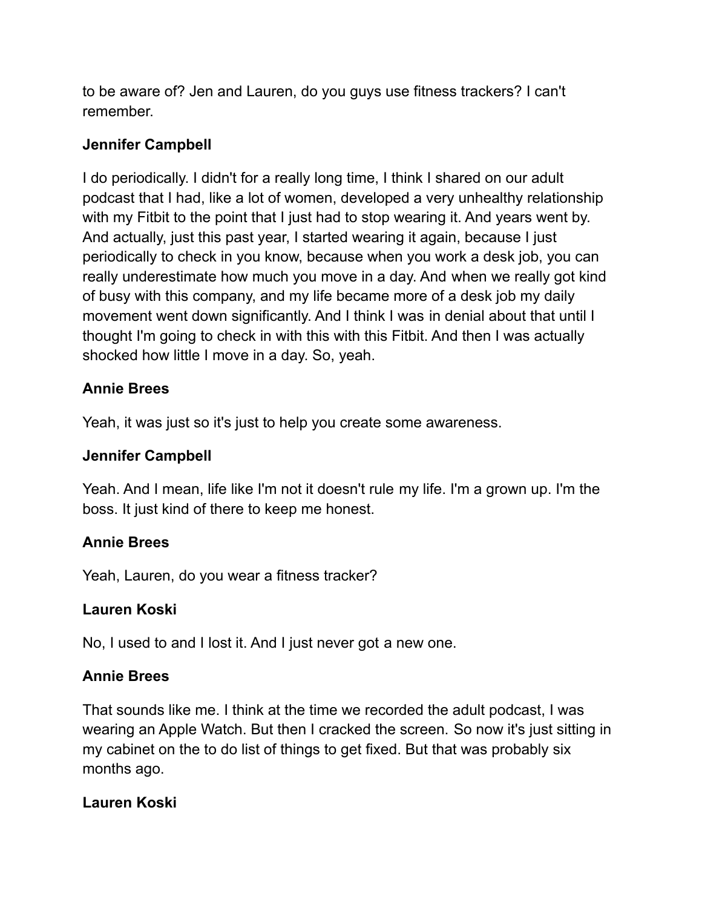to be aware of? Jen and Lauren, do you guys use fitness trackers? I can't remember.

**Jennifer Campbell**

I do periodically. I didn't for a really long time, I think I shared on our adult podcast that I had, like a lot of women, developed a very unhealthy relationship with my Fitbit to the point that I just had to stop wearing it. And years went by. And actually, just this past year, I started wearing it again, because I just periodically to check in you know, because when you work a desk job, you can really underestimate how much you move in a day. And when we really got kind of busy with this company, and my life became more of a desk job my daily movement went down significantly. And I think I was in denial about that until I thought I'm going to check in with this with this Fitbit. And then I was actually shocked how little I move in a day. So, yeah.

**Annie Brees**

Yeah, it was just so it's just to help you create some awareness.

**Jennifer Campbell**

Yeah. And I mean, life like I'm not it doesn't rule my life. I'm a grown up. I'm the boss. It just kind of there to keep me honest.

**Annie Brees**

Yeah, Lauren, do you wear a fitness tracker?

**Lauren Koski**

No, I used to and I lost it. And I just never got a new one.

**Annie Brees**

That sounds like me. I think at the time we recorded the adult podcast, I was wearing an Apple Watch. But then I cracked the screen. So now it's just sitting in my cabinet on the to do list of things to get fixed. But that was probably six months ago.

**Lauren Koski**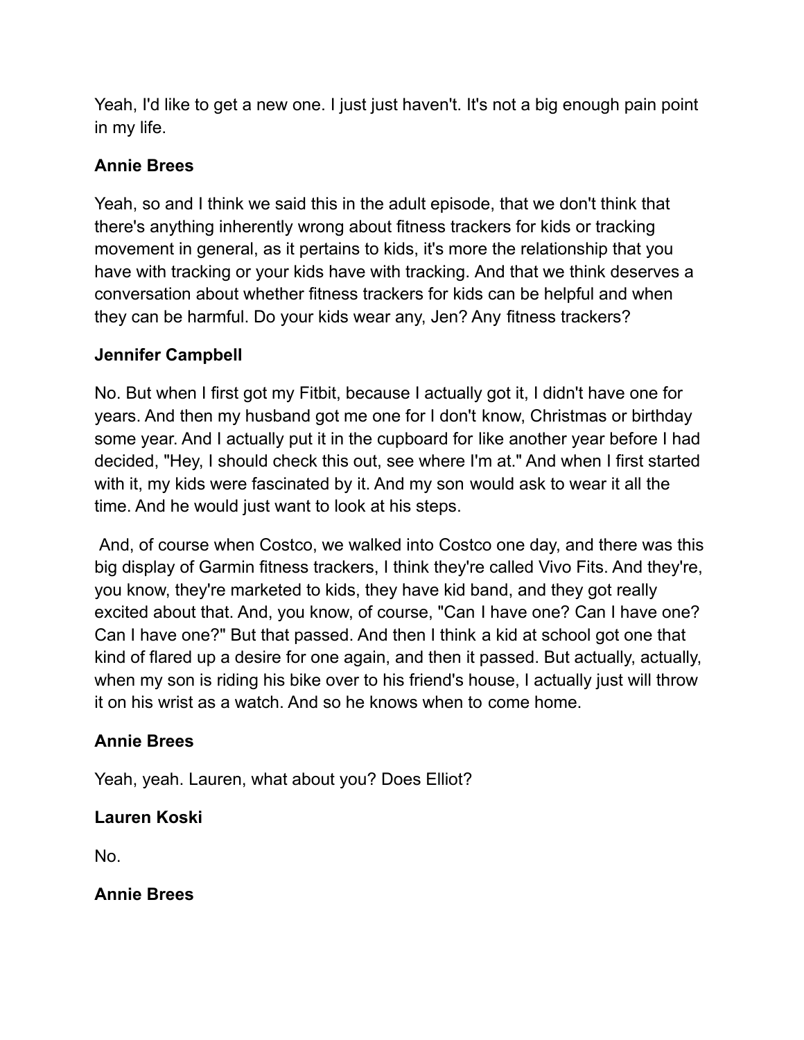Yeah, I'd like to get a new one. I just just haven't. It's not a big enough pain point in my life.

**Annie Brees**

Yeah, so and I think we said this in the adult episode, that we don't think that there's anything inherently wrong about fitness trackers for kids or tracking movement in general, as it pertains to kids, it's more the relationship that you have with tracking or your kids have with tracking. And that we think deserves a conversation about whether fitness trackers for kids can be helpful and when they can be harmful. Do your kids wear any, Jen? Any fitness trackers?

**Jennifer Campbell**

No. But when I first got my Fitbit, because I actually got it, I didn't have one for years. And then my husband got me one for I don't know, Christmas or birthday some year. And I actually put it in the cupboard for like another year before I had decided, "Hey, I should check this out, see where I'm at." And when I first started with it, my kids were fascinated by it. And my son would ask to wear it all the time. And he would just want to look at his steps.

And, of course when Costco, we walked into Costco one day, and there was this big display of Garmin fitness trackers, I think they're called Vivo Fits. And they're, you know, they're marketed to kids, they have kid band, and they got really excited about that. And, you know, of course, "Can I have one? Can I have one? Can I have one?" But that passed. And then I think a kid at school got one that kind of flared up a desire for one again, and then it passed. But actually, actually, when my son is riding his bike over to his friend's house, I actually just will throw it on his wrist as a watch. And so he knows when to come home.

**Annie Brees**

Yeah, yeah. Lauren, what about you? Does Elliot?

**Lauren Koski**

No.

**Annie Brees**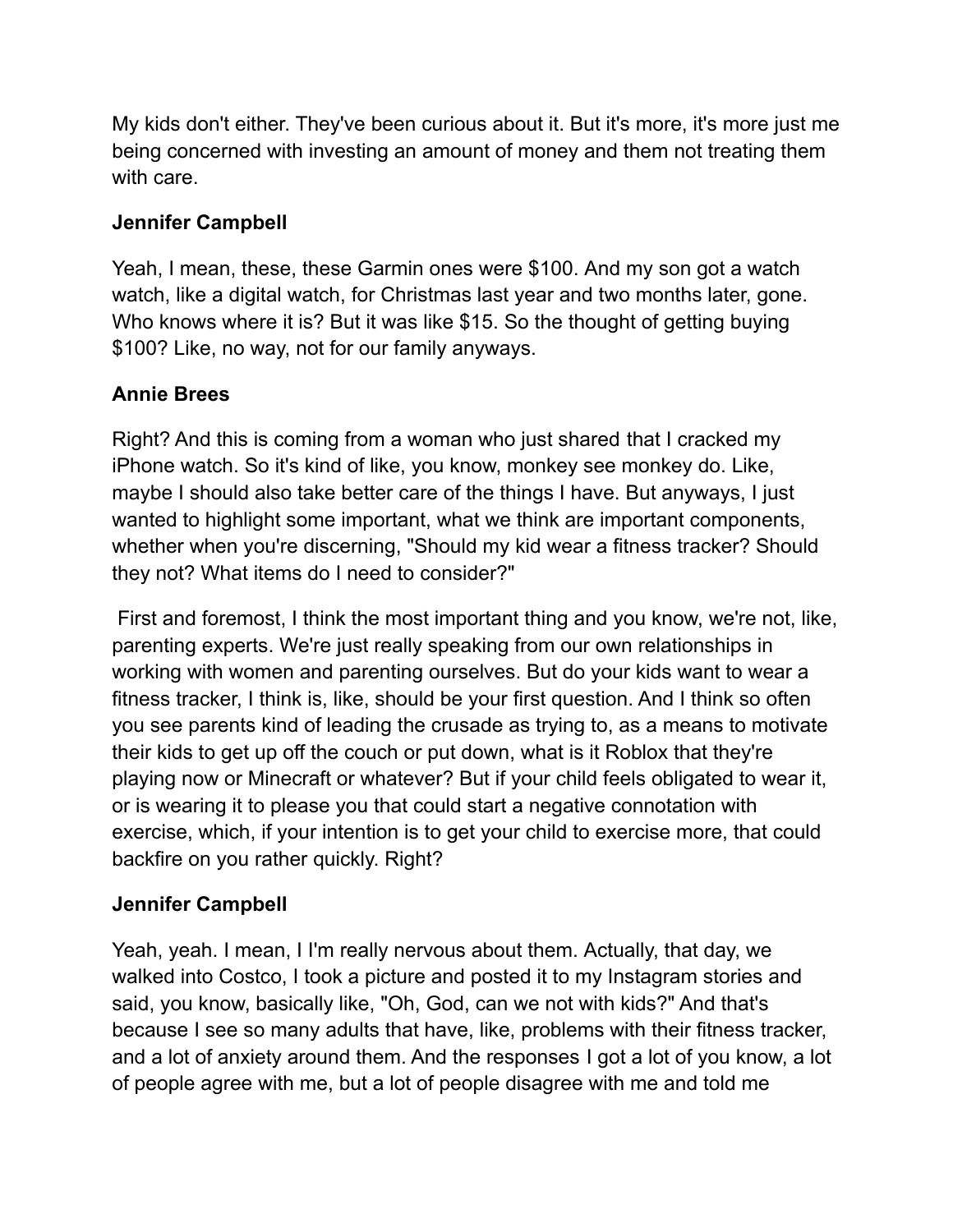My kids don't either. They've been curious about it. But it's more, it's more just me being concerned with investing an amount of money and them not treating them with care.

**Jennifer Campbell**

Yeah, I mean, these, these Garmin ones were $100. And my son got a watch watch, like a digital watch, for Christmas last year and two months later, gone. Who knows where it is? But it was like $15. So the thought of getting buying $100? Like, no way, not for our family anyways.

**Annie Brees**

Right? And this is coming from a woman who just shared that I cracked my iPhone watch. So it's kind of like, you know, monkey see monkey do. Like, maybe I should also take better care of the things I have. But anyways, I just wanted to highlight some important, what we think are important components, whether when you're discerning, "Should my kid wear a fitness tracker? Should they not? What items do I need to consider?"

First and foremost, I think the most important thing and you know, we're not, like, parenting experts. We're just really speaking from our own relationships in working with women and parenting ourselves. But do your kids want to wear a fitness tracker, I think is, like, should be your first question. And I think so often you see parents kind of leading the crusade as trying to, as a means to motivate their kids to get up off the couch or put down, what is it Roblox that they're playing now or Minecraft or whatever? But if your child feels obligated to wear it, or is wearing it to please you that could start a negative connotation with exercise, which, if your intention is to get your child to exercise more, that could backfire on you rather quickly. Right?

**Jennifer Campbell**

Yeah, yeah. I mean, I I'm really nervous about them. Actually, that day, we walked into Costco, I took a picture and posted it to my Instagram stories and said, you know, basically like, "Oh, God, can we not with kids?" And that's because I see so many adults that have, like, problems with their fitness tracker, and a lot of anxiety around them. And the responses I got a lot of you know, a lot of people agree with me, but a lot of people disagree with me and told me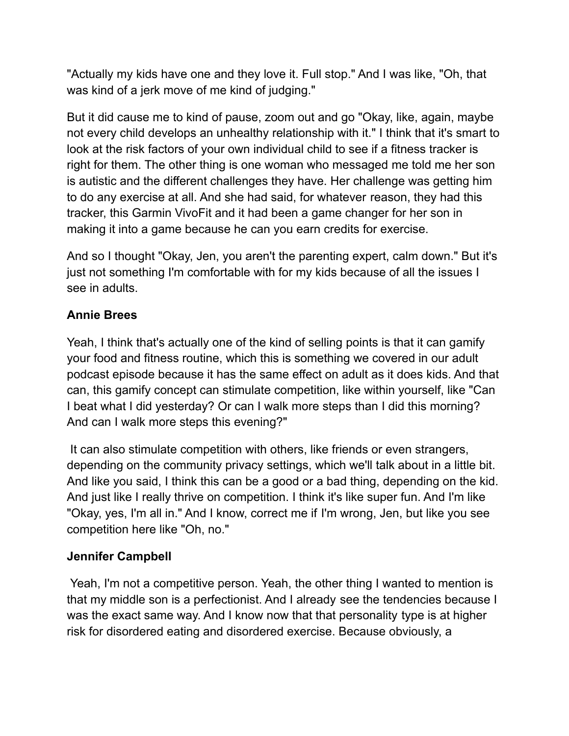"Actually my kids have one and they love it. Full stop." And I was like, "Oh, that was kind of a jerk move of me kind of judging."

But it did cause me to kind of pause, zoom out and go "Okay, like, again, maybe not every child develops an unhealthy relationship with it." I think that it's smart to look at the risk factors of your own individual child to see if a fitness tracker is right for them. The other thing is one woman who messaged me told me her son is autistic and the different challenges they have. Her challenge was getting him to do any exercise at all. And she had said, for whatever reason, they had this tracker, this Garmin VivoFit and it had been a game changer for her son in making it into a game because he can you earn credits for exercise.

And so I thought "Okay, Jen, you aren't the parenting expert, calm down." But it's just not something I'm comfortable with for my kids because of all the issues I see in adults.

**Annie Brees**

Yeah, I think that's actually one of the kind of selling points is that it can gamify your food and fitness routine, which this is something we covered in our adult podcast episode because it has the same effect on adult as it does kids. And that can, this gamify concept can stimulate competition, like within yourself, like "Can I beat what I did yesterday? Or can I walk more steps than I did this morning? And can I walk more steps this evening?"

It can also stimulate competition with others, like friends or even strangers, depending on the community privacy settings, which we'll talk about in a little bit. And like you said, I think this can be a good or a bad thing, depending on the kid. And just like I really thrive on competition. I think it's like super fun. And I'm like "Okay, yes, I'm all in." And I know, correct me if I'm wrong, Jen, but like you see competition here like "Oh, no."

**Jennifer Campbell**

Yeah, I'm not a competitive person. Yeah, the other thing I wanted to mention is that my middle son is a perfectionist. And I already see the tendencies because I was the exact same way. And I know now that that personality type is at higher risk for disordered eating and disordered exercise. Because obviously, a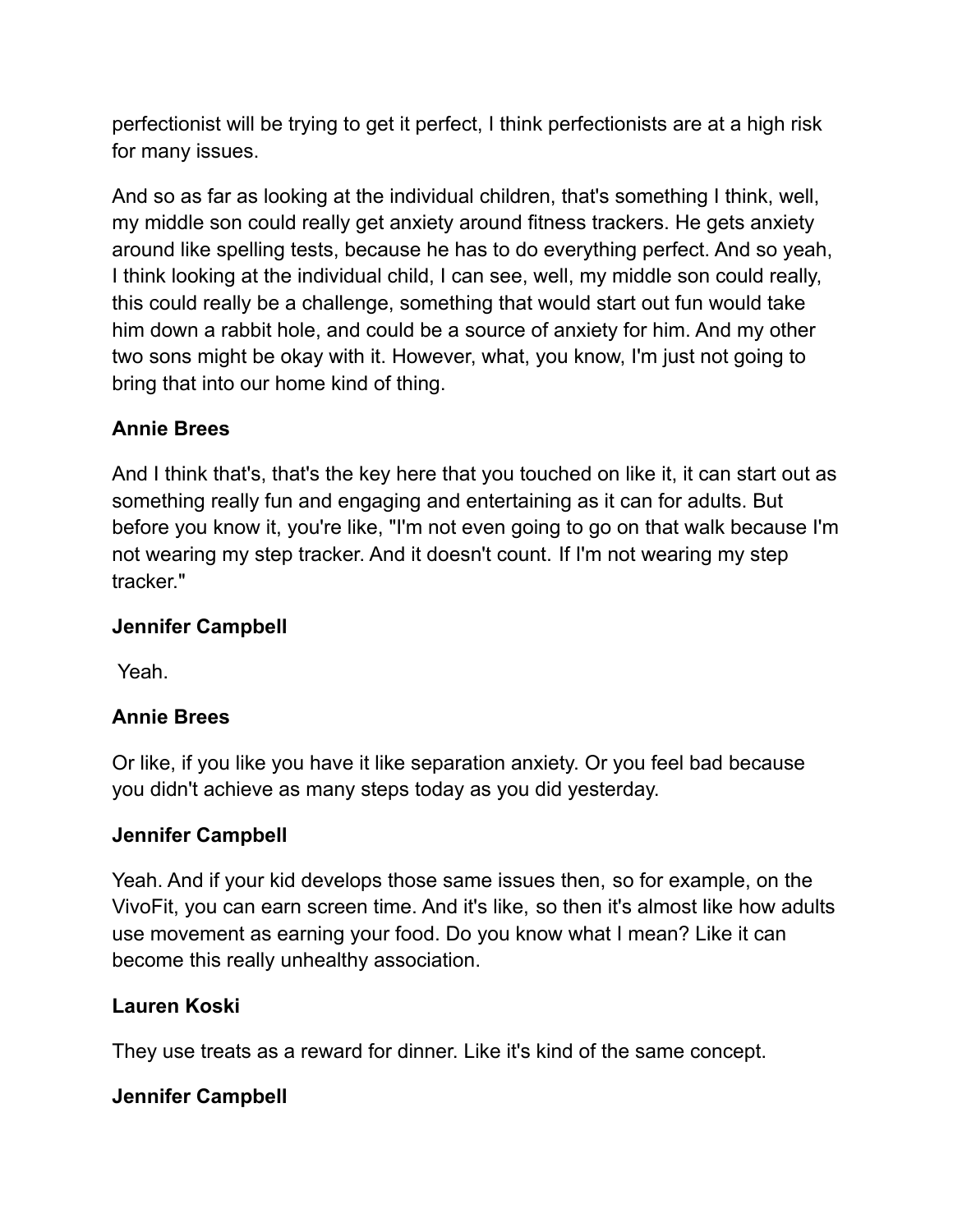perfectionist will be trying to get it perfect, I think perfectionists are at a high risk for many issues.

And so as far as looking at the individual children, that's something I think, well, my middle son could really get anxiety around fitness trackers. He gets anxiety around like spelling tests, because he has to do everything perfect. And so yeah, I think looking at the individual child, I can see, well, my middle son could really, this could really be a challenge, something that would start out fun would take him down a rabbit hole, and could be a source of anxiety for him. And my other two sons might be okay with it. However, what, you know, I'm just not going to bring that into our home kind of thing.

**Annie Brees**

And I think that's, that's the key here that you touched on like it, it can start out as something really fun and engaging and entertaining as it can for adults. But before you know it, you're like, "I'm not even going to go on that walk because I'm not wearing my step tracker. And it doesn't count. If I'm not wearing my step tracker."

**Jennifer Campbell**

Yeah.

**Annie Brees**

Or like, if you like you have it like separation anxiety. Or you feel bad because you didn't achieve as many steps today as you did yesterday.

**Jennifer Campbell**

Yeah. And if your kid develops those same issues then, so for example, on the VivoFit, you can earn screen time. And it's like, so then it's almost like how adults use movement as earning your food. Do you know what I mean? Like it can become this really unhealthy association.

**Lauren Koski**

They use treats as a reward for dinner. Like it's kind of the same concept.

**Jennifer Campbell**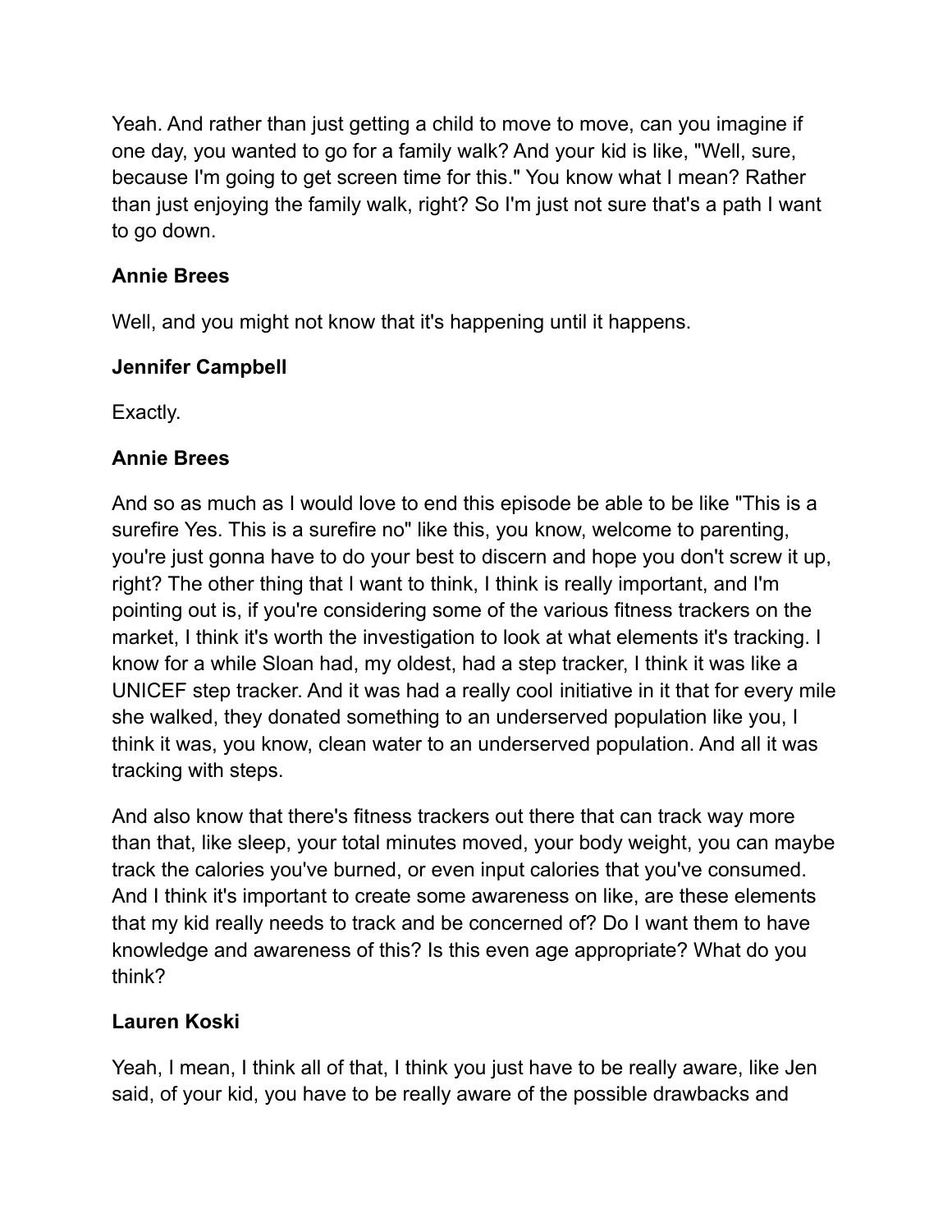Yeah. And rather than just getting a child to move to move, can you imagine if one day, you wanted to go for a family walk? And your kid is like, "Well, sure, because I'm going to get screen time for this." You know what I mean? Rather than just enjoying the family walk, right? So I'm just not sure that's a path I want to go down.

**Annie Brees**

Well, and you might not know that it's happening until it happens.

**Jennifer Campbell**

Exactly.

**Annie Brees**

And so as much as I would love to end this episode be able to be like "This is a surefire Yes. This is a surefire no" like this, you know, welcome to parenting, you're just gonna have to do your best to discern and hope you don't screw it up, right? The other thing that I want to think, I think is really important, and I'm pointing out is, if you're considering some of the various fitness trackers on the market, I think it's worth the investigation to look at what elements it's tracking. I know for a while Sloan had, my oldest, had a step tracker, I think it was like a UNICEF step tracker. And it was had a really cool initiative in it that for every mile she walked, they donated something to an underserved population like you, I think it was, you know, clean water to an underserved population. And all it was tracking with steps.

And also know that there's fitness trackers out there that can track way more than that, like sleep, your total minutes moved, your body weight, you can maybe track the calories you've burned, or even input calories that you've consumed. And I think it's important to create some awareness on like, are these elements that my kid really needs to track and be concerned of? Do I want them to have knowledge and awareness of this? Is this even age appropriate? What do you think?

**Lauren Koski**

Yeah, I mean, I think all of that, I think you just have to be really aware, like Jen said, of your kid, you have to be really aware of the possible drawbacks and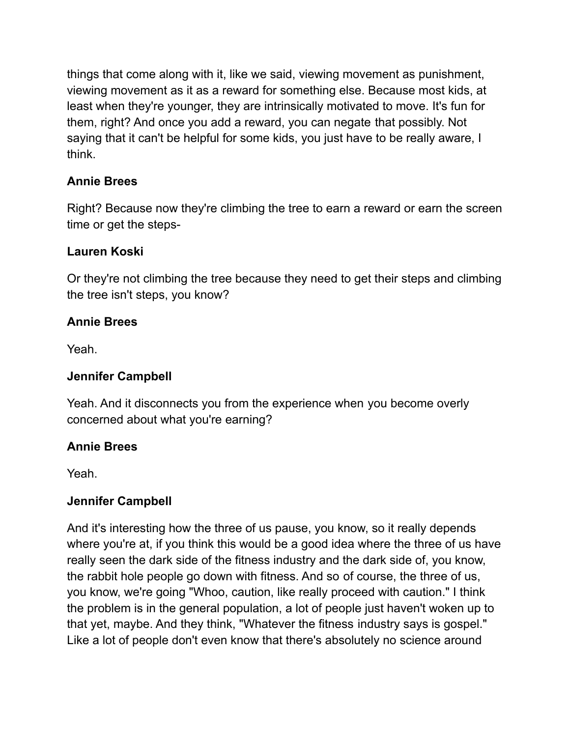things that come along with it, like we said, viewing movement as punishment, viewing movement as it as a reward for something else. Because most kids, at least when they're younger, they are intrinsically motivated to move. It's fun for them, right? And once you add a reward, you can negate that possibly. Not saying that it can't be helpful for some kids, you just have to be really aware, I think.

**Annie Brees**

Right? Because now they're climbing the tree to earn a reward or earn the screen time or get the steps-

**Lauren Koski**

Or they're not climbing the tree because they need to get their steps and climbing the tree isn't steps, you know?

**Annie Brees**

Yeah.

**Jennifer Campbell**

Yeah. And it disconnects you from the experience when you become overly concerned about what you're earning?

**Annie Brees**

Yeah.

**Jennifer Campbell**

And it's interesting how the three of us pause, you know, so it really depends where you're at, if you think this would be a good idea where the three of us have really seen the dark side of the fitness industry and the dark side of, you know, the rabbit hole people go down with fitness. And so of course, the three of us, you know, we're going "Whoo, caution, like really proceed with caution." I think the problem is in the general population, a lot of people just haven't woken up to that yet, maybe. And they think, "Whatever the fitness industry says is gospel." Like a lot of people don't even know that there's absolutely no science around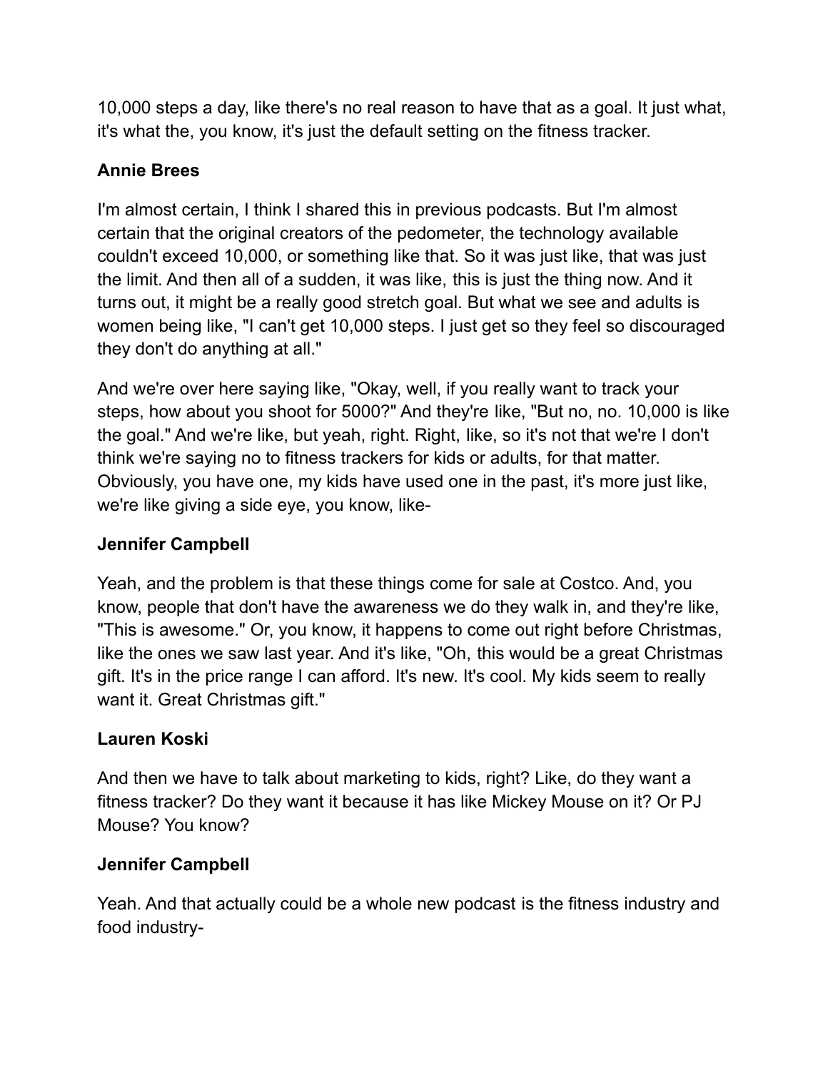10,000 steps a day, like there's no real reason to have that as a goal. It just what, it's what the, you know, it's just the default setting on the fitness tracker.

**Annie Brees**

I'm almost certain, I think I shared this in previous podcasts. But I'm almost certain that the original creators of the pedometer, the technology available couldn't exceed 10,000, or something like that. So it was just like, that was just the limit. And then all of a sudden, it was like, this is just the thing now. And it turns out, it might be a really good stretch goal. But what we see and adults is women being like, "I can't get 10,000 steps. I just get so they feel so discouraged they don't do anything at all."

And we're over here saying like, "Okay, well, if you really want to track your steps, how about you shoot for 5000?" And they're like, "But no, no. 10,000 is like the goal." And we're like, but yeah, right. Right, like, so it's not that we're I don't think we're saying no to fitness trackers for kids or adults, for that matter. Obviously, you have one, my kids have used one in the past, it's more just like, we're like giving a side eye, you know, like-

**Jennifer Campbell**

Yeah, and the problem is that these things come for sale at Costco. And, you know, people that don't have the awareness we do they walk in, and they're like, "This is awesome." Or, you know, it happens to come out right before Christmas, like the ones we saw last year. And it's like, "Oh, this would be a great Christmas gift. It's in the price range I can afford. It's new. It's cool. My kids seem to really want it. Great Christmas gift."

**Lauren Koski**

And then we have to talk about marketing to kids, right? Like, do they want a fitness tracker? Do they want it because it has like Mickey Mouse on it? Or PJ Mouse? You know?

**Jennifer Campbell**

Yeah. And that actually could be a whole new podcast is the fitness industry and food industry-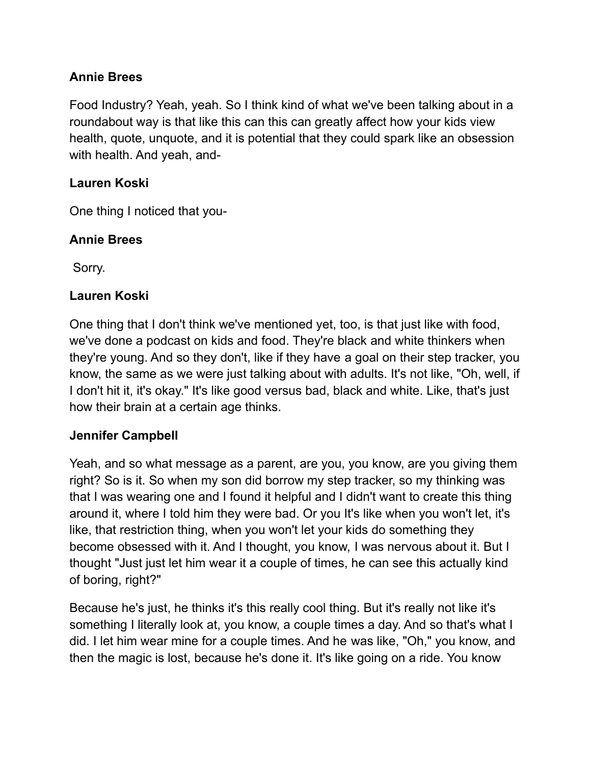**Annie Brees**

Food Industry? Yeah, yeah. So I think kind of what we've been talking about in a roundabout way is that like this can this can greatly affect how your kids view health, quote, unquote, and it is potential that they could spark like an obsession with health. And yeah, and-

**Lauren Koski**

One thing I noticed that you-

**Annie Brees**

Sorry.

**Lauren Koski**

One thing that I don't think we've mentioned yet, too, is that just like with food, we've done a podcast on kids and food. They're black and white thinkers when they're young. And so they don't, like if they have a goal on their step tracker, you know, the same as we were just talking about with adults. It's not like, "Oh, well, if I don't hit it, it's okay." It's like good versus bad, black and white. Like, that's just how their brain at a certain age thinks.

**Jennifer Campbell**

Yeah, and so what message as a parent, are you, you know, are you giving them right? So is it. So when my son did borrow my step tracker, so my thinking was that I was wearing one and I found it helpful and I didn't want to create this thing around it, where I told him they were bad. Or you It's like when you won't let, it's like, that restriction thing, when you won't let your kids do something they become obsessed with it. And I thought, you know, I was nervous about it. But I thought "Just just let him wear it a couple of times, he can see this actually kind of boring, right?"

Because he's just, he thinks it's this really cool thing. But it's really not like it's something I literally look at, you know, a couple times a day. And so that's what I did. I let him wear mine for a couple times. And he was like, "Oh," you know, and then the magic is lost, because he's done it. It's like going on a ride. You know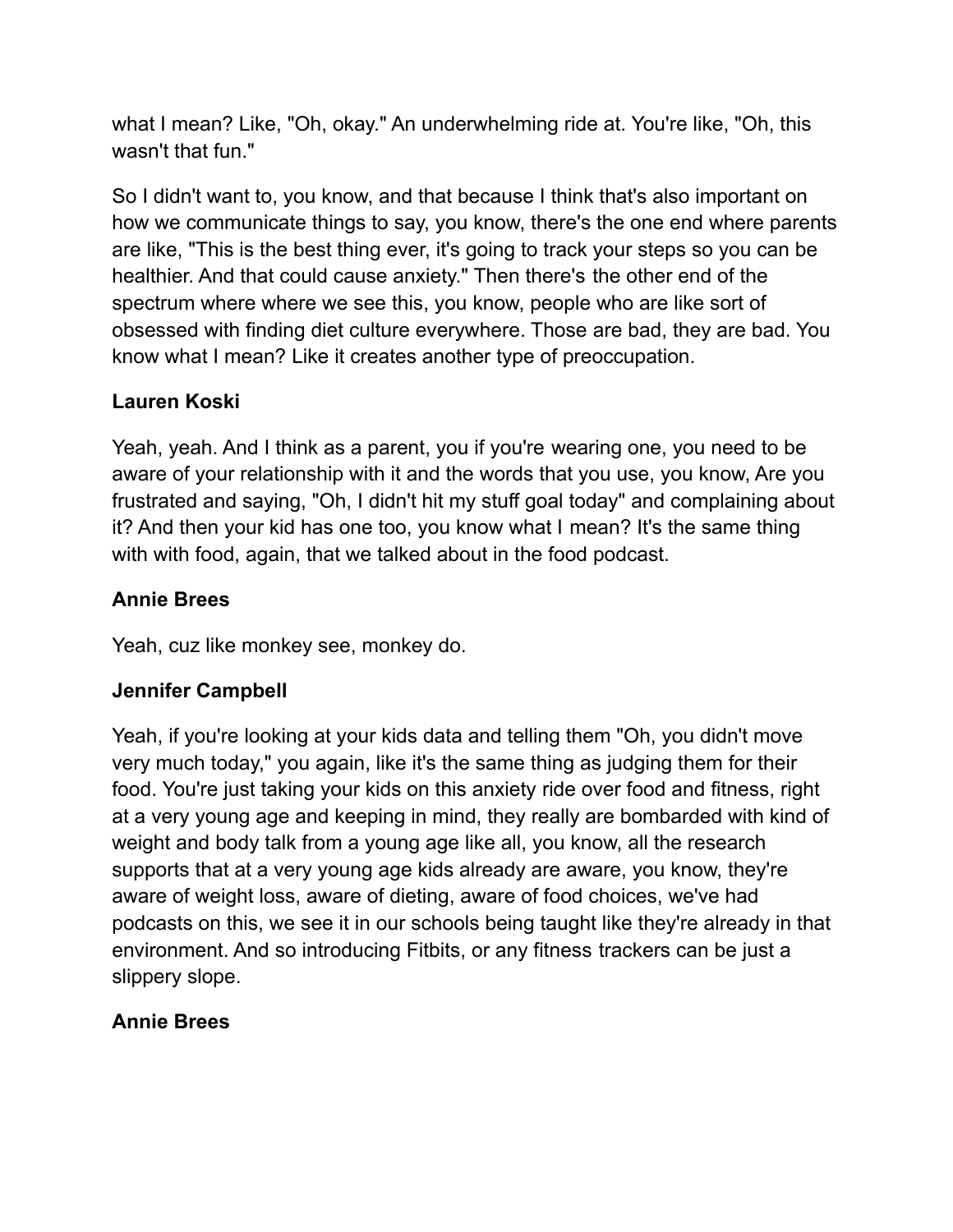what I mean? Like, "Oh, okay." An underwhelming ride at. You're like, "Oh, this wasn't that fun."

So I didn't want to, you know, and that because I think that's also important on how we communicate things to say, you know, there's the one end where parents are like, "This is the best thing ever, it's going to track your steps so you can be healthier. And that could cause anxiety." Then there's the other end of the spectrum where where we see this, you know, people who are like sort of obsessed with finding diet culture everywhere. Those are bad, they are bad. You know what I mean? Like it creates another type of preoccupation.

**Lauren Koski**

Yeah, yeah. And I think as a parent, you if you're wearing one, you need to be aware of your relationship with it and the words that you use, you know, Are you frustrated and saying, "Oh, I didn't hit my stuff goal today" and complaining about it? And then your kid has one too, you know what I mean? It's the same thing with with food, again, that we talked about in the food podcast.

**Annie Brees**

Yeah, cuz like monkey see, monkey do.

**Jennifer Campbell**

Yeah, if you're looking at your kids data and telling them "Oh, you didn't move very much today," you again, like it's the same thing as judging them for their food. You're just taking your kids on this anxiety ride over food and fitness, right at a very young age and keeping in mind, they really are bombarded with kind of weight and body talk from a young age like all, you know, all the research supports that at a very young age kids already are aware, you know, they're aware of weight loss, aware of dieting, aware of food choices, we've had podcasts on this, we see it in our schools being taught like they're already in that environment. And so introducing Fitbits, or any fitness trackers can be just a slippery slope.

**Annie Brees**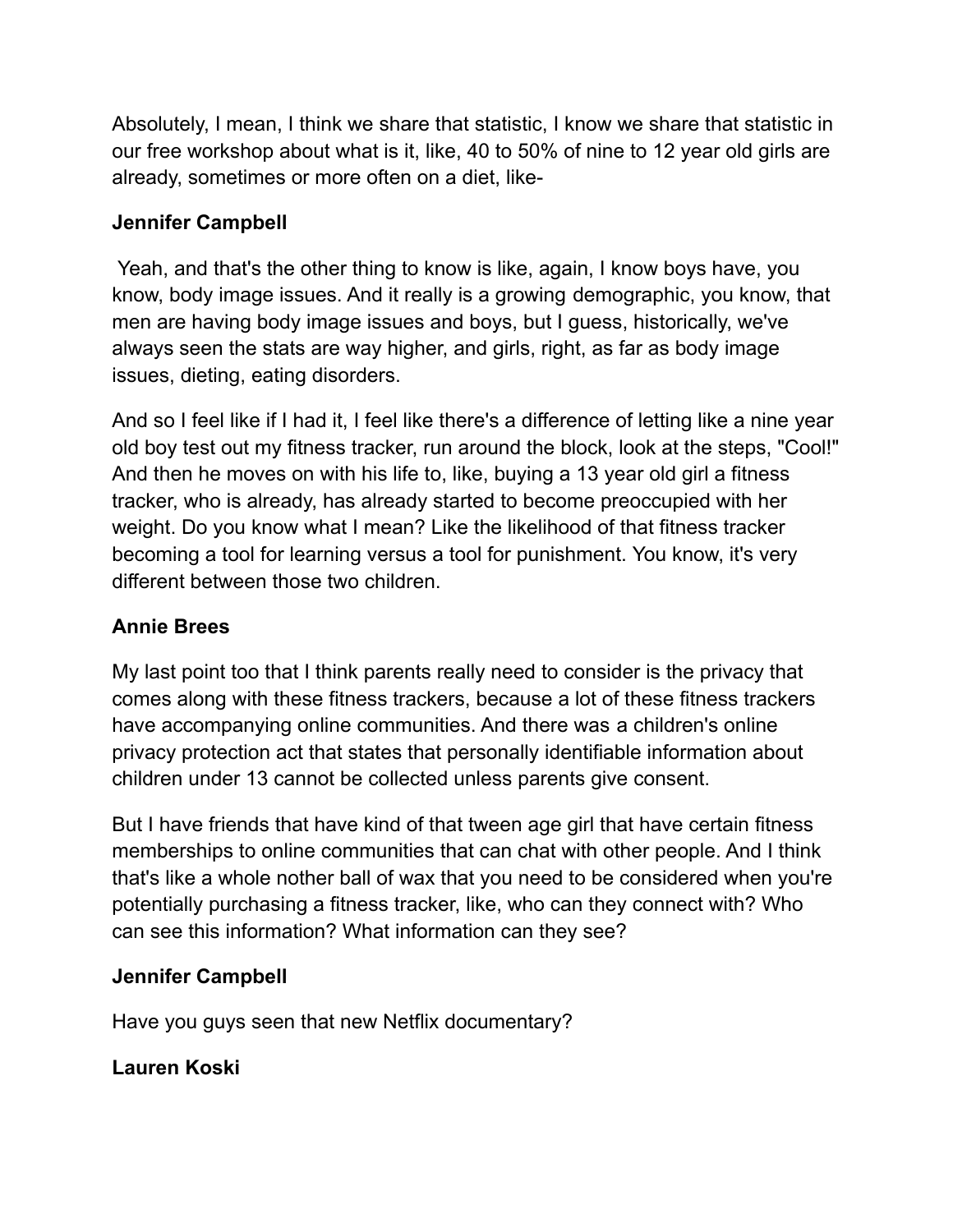Absolutely, I mean, I think we share that statistic, I know we share that statistic in our free workshop about what is it, like, 40 to 50% of nine to 12 year old girls are already, sometimes or more often on a diet, like-

**Jennifer Campbell**

Yeah, and that's the other thing to know is like, again, I know boys have, you know, body image issues. And it really is a growing demographic, you know, that men are having body image issues and boys, but I guess, historically, we've always seen the stats are way higher, and girls, right, as far as body image issues, dieting, eating disorders.

And so I feel like if I had it, I feel like there's a difference of letting like a nine year old boy test out my fitness tracker, run around the block, look at the steps, "Cool!" And then he moves on with his life to, like, buying a 13 year old girl a fitness tracker, who is already, has already started to become preoccupied with her weight. Do you know what I mean? Like the likelihood of that fitness tracker becoming a tool for learning versus a tool for punishment. You know, it's very different between those two children.

**Annie Brees**

My last point too that I think parents really need to consider is the privacy that comes along with these fitness trackers, because a lot of these fitness trackers have accompanying online communities. And there was a children's online privacy protection act that states that personally identifiable information about children under 13 cannot be collected unless parents give consent.

But I have friends that have kind of that tween age girl that have certain fitness memberships to online communities that can chat with other people. And I think that's like a whole nother ball of wax that you need to be considered when you're potentially purchasing a fitness tracker, like, who can they connect with? Who can see this information? What information can they see?

**Jennifer Campbell**

Have you guys seen that new Netflix documentary?

**Lauren Koski**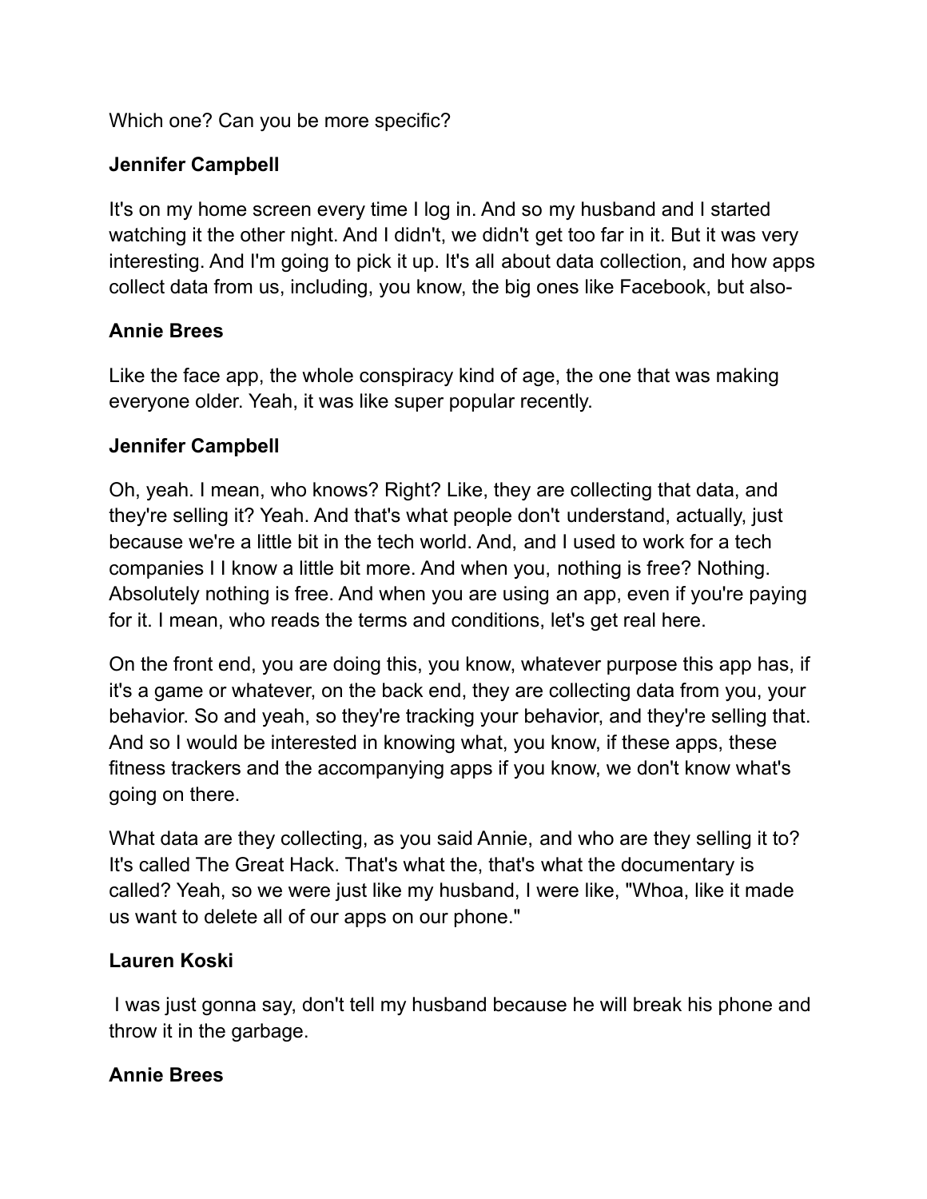Which one? Can you be more specific?

**Jennifer Campbell**

It's on my home screen every time I log in. And so my husband and I started watching it the other night. And I didn't, we didn't get too far in it. But it was very interesting. And I'm going to pick it up. It's all about data collection, and how apps collect data from us, including, you know, the big ones like Facebook, but also-

**Annie Brees**

Like the face app, the whole conspiracy kind of age, the one that was making everyone older. Yeah, it was like super popular recently.

**Jennifer Campbell**

Oh, yeah. I mean, who knows? Right? Like, they are collecting that data, and they're selling it? Yeah. And that's what people don't understand, actually, just because we're a little bit in the tech world. And, and I used to work for a tech companies I I know a little bit more. And when you, nothing is free? Nothing. Absolutely nothing is free. And when you are using an app, even if you're paying for it. I mean, who reads the terms and conditions, let's get real here.

On the front end, you are doing this, you know, whatever purpose this app has, if it's a game or whatever, on the back end, they are collecting data from you, your behavior. So and yeah, so they're tracking your behavior, and they're selling that. And so I would be interested in knowing what, you know, if these apps, these fitness trackers and the accompanying apps if you know, we don't know what's going on there.

What data are they collecting, as you said Annie, and who are they selling it to? It's called The Great Hack. That's what the, that's what the documentary is called? Yeah, so we were just like my husband, I were like, "Whoa, like it made us want to delete all of our apps on our phone."

**Lauren Koski**

I was just gonna say, don't tell my husband because he will break his phone and throw it in the garbage.

**Annie Brees**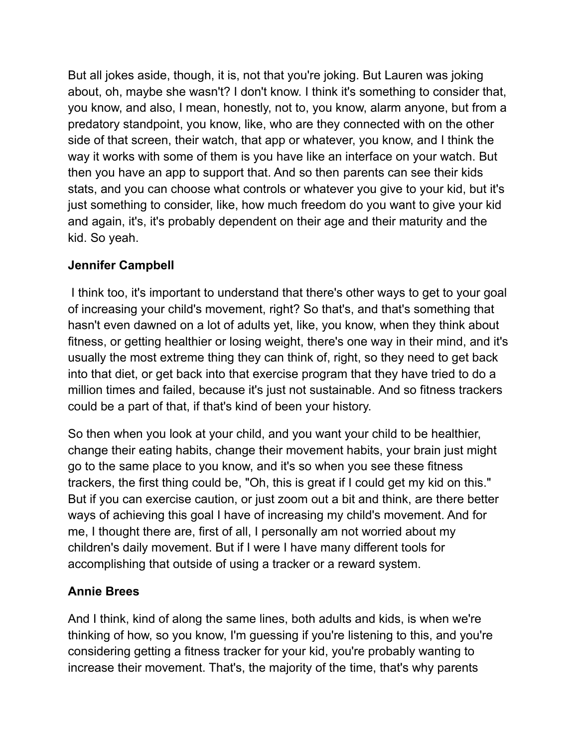But all jokes aside, though, it is, not that you're joking. But Lauren was joking about, oh, maybe she wasn't? I don't know. I think it's something to consider that, you know, and also, I mean, honestly, not to, you know, alarm anyone, but from a predatory standpoint, you know, like, who are they connected with on the other side of that screen, their watch, that app or whatever, you know, and I think the way it works with some of them is you have like an interface on your watch. But then you have an app to support that. And so then parents can see their kids stats, and you can choose what controls or whatever you give to your kid, but it's just something to consider, like, how much freedom do you want to give your kid and again, it's, it's probably dependent on their age and their maturity and the kid. So yeah.

**Jennifer Campbell**

I think too, it's important to understand that there's other ways to get to your goal of increasing your child's movement, right? So that's, and that's something that hasn't even dawned on a lot of adults yet, like, you know, when they think about fitness, or getting healthier or losing weight, there's one way in their mind, and it's usually the most extreme thing they can think of, right, so they need to get back into that diet, or get back into that exercise program that they have tried to do a million times and failed, because it's just not sustainable. And so fitness trackers could be a part of that, if that's kind of been your history.

So then when you look at your child, and you want your child to be healthier, change their eating habits, change their movement habits, your brain just might go to the same place to you know, and it's so when you see these fitness trackers, the first thing could be, "Oh, this is great if I could get my kid on this." But if you can exercise caution, or just zoom out a bit and think, are there better ways of achieving this goal I have of increasing my child's movement. And for me, I thought there are, first of all, I personally am not worried about my children's daily movement. But if I were I have many different tools for accomplishing that outside of using a tracker or a reward system.

**Annie Brees**

And I think, kind of along the same lines, both adults and kids, is when we're thinking of how, so you know, I'm guessing if you're listening to this, and you're considering getting a fitness tracker for your kid, you're probably wanting to increase their movement. That's, the majority of the time, that's why parents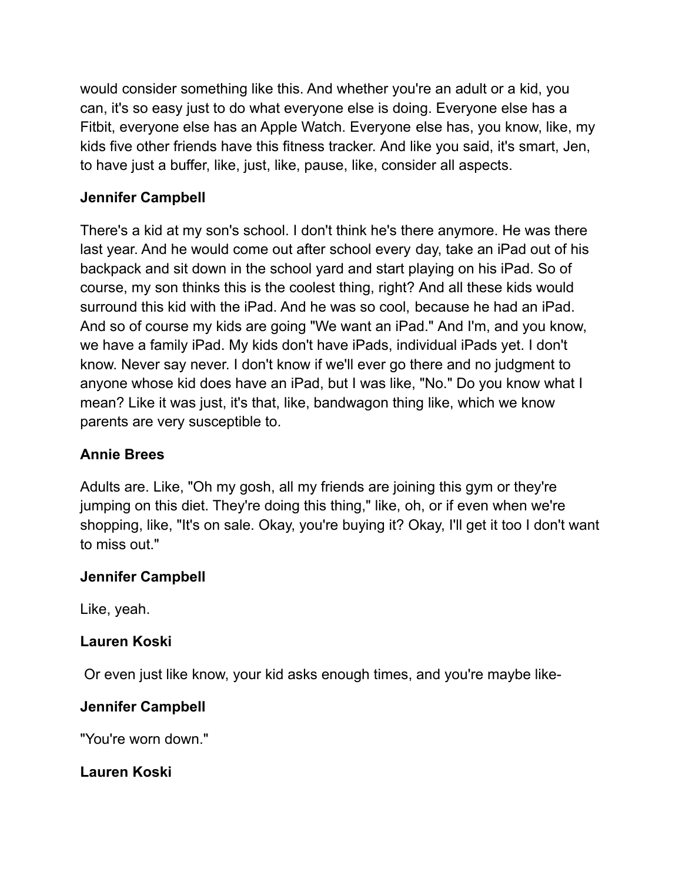would consider something like this. And whether you're an adult or a kid, you can, it's so easy just to do what everyone else is doing. Everyone else has a Fitbit, everyone else has an Apple Watch. Everyone else has, you know, like, my kids five other friends have this fitness tracker. And like you said, it's smart, Jen, to have just a buffer, like, just, like, pause, like, consider all aspects.

**Jennifer Campbell**

There's a kid at my son's school. I don't think he's there anymore. He was there last year. And he would come out after school every day, take an iPad out of his backpack and sit down in the school yard and start playing on his iPad. So of course, my son thinks this is the coolest thing, right? And all these kids would surround this kid with the iPad. And he was so cool, because he had an iPad. And so of course my kids are going "We want an iPad." And I'm, and you know, we have a family iPad. My kids don't have iPads, individual iPads yet. I don't know. Never say never. I don't know if we'll ever go there and no judgment to anyone whose kid does have an iPad, but I was like, "No." Do you know what I mean? Like it was just, it's that, like, bandwagon thing like, which we know parents are very susceptible to.

**Annie Brees**

Adults are. Like, "Oh my gosh, all my friends are joining this gym or they're jumping on this diet. They're doing this thing," like, oh, or if even when we're shopping, like, "It's on sale. Okay, you're buying it? Okay, I'll get it too I don't want to miss out."

**Jennifer Campbell**

Like, yeah.

**Lauren Koski**

Or even just like know, your kid asks enough times, and you're maybe like-

**Jennifer Campbell**

"You're worn down."

**Lauren Koski**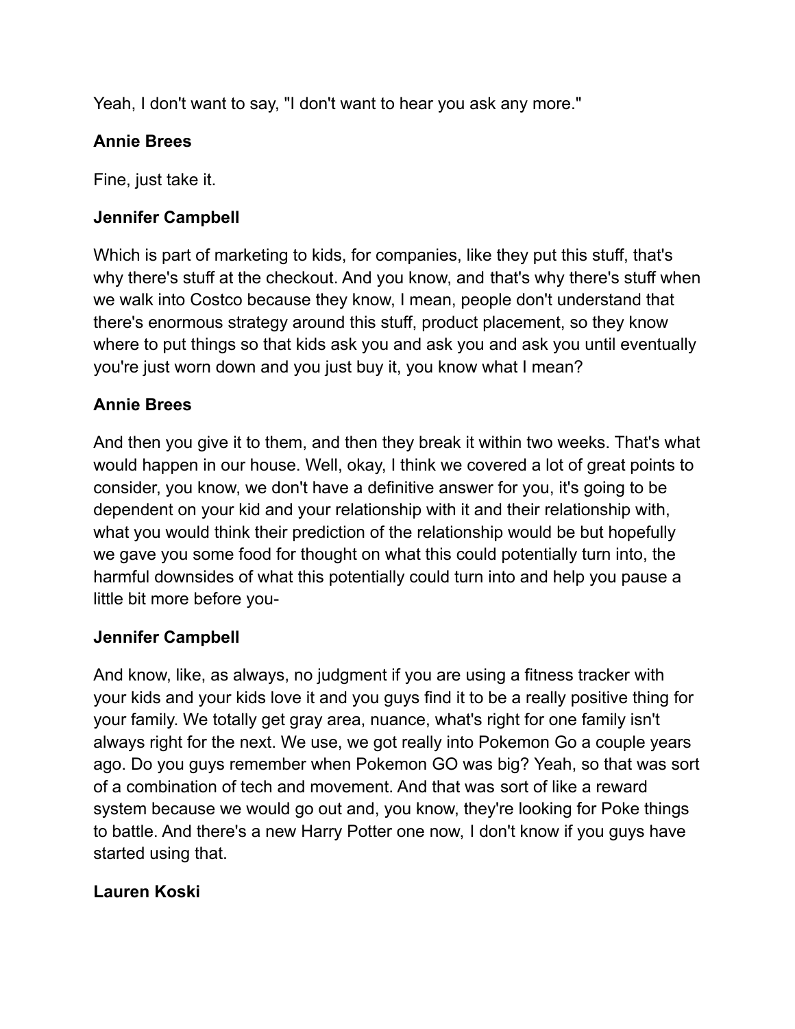Yeah, I don't want to say, "I don't want to hear you ask any more."

**Annie Brees**

Fine, just take it.

**Jennifer Campbell**

Which is part of marketing to kids, for companies, like they put this stuff, that's why there's stuff at the checkout. And you know, and that's why there's stuff when we walk into Costco because they know, I mean, people don't understand that there's enormous strategy around this stuff, product placement, so they know where to put things so that kids ask you and ask you and ask you until eventually you're just worn down and you just buy it, you know what I mean?

**Annie Brees**

And then you give it to them, and then they break it within two weeks. That's what would happen in our house. Well, okay, I think we covered a lot of great points to consider, you know, we don't have a definitive answer for you, it's going to be dependent on your kid and your relationship with it and their relationship with, what you would think their prediction of the relationship would be but hopefully we gave you some food for thought on what this could potentially turn into, the harmful downsides of what this potentially could turn into and help you pause a little bit more before you-

**Jennifer Campbell**

And know, like, as always, no judgment if you are using a fitness tracker with your kids and your kids love it and you guys find it to be a really positive thing for your family. We totally get gray area, nuance, what's right for one family isn't always right for the next. We use, we got really into Pokemon Go a couple years ago. Do you guys remember when Pokemon GO was big? Yeah, so that was sort of a combination of tech and movement. And that was sort of like a reward system because we would go out and, you know, they're looking for Poke things to battle. And there's a new Harry Potter one now, I don't know if you guys have started using that.

**Lauren Koski**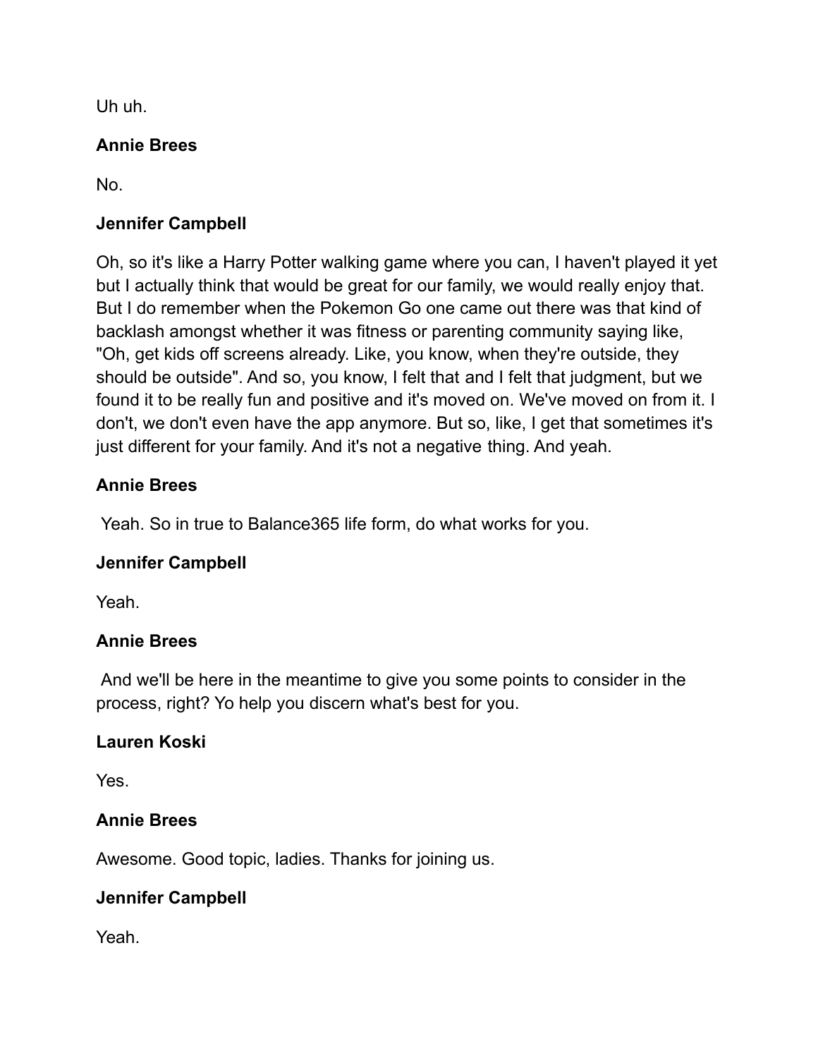Uh uh.

**Annie Brees**

No.

**Jennifer Campbell**

Oh, so it's like a Harry Potter walking game where you can, I haven't played it yet but I actually think that would be great for our family, we would really enjoy that. But I do remember when the Pokemon Go one came out there was that kind of backlash amongst whether it was fitness or parenting community saying like, "Oh, get kids off screens already. Like, you know, when they're outside, they should be outside". And so, you know, I felt that and I felt that judgment, but we found it to be really fun and positive and it's moved on. We've moved on from it. I don't, we don't even have the app anymore. But so, like, I get that sometimes it's just different for your family. And it's not a negative thing. And yeah.

**Annie Brees**

Yeah. So in true to Balance365 life form, do what works for you.

**Jennifer Campbell**

Yeah.

**Annie Brees**

And we'll be here in the meantime to give you some points to consider in the process, right? Yo help you discern what's best for you.

**Lauren Koski**

Yes.

**Annie Brees**

Awesome. Good topic, ladies. Thanks for joining us.

**Jennifer Campbell**

Yeah.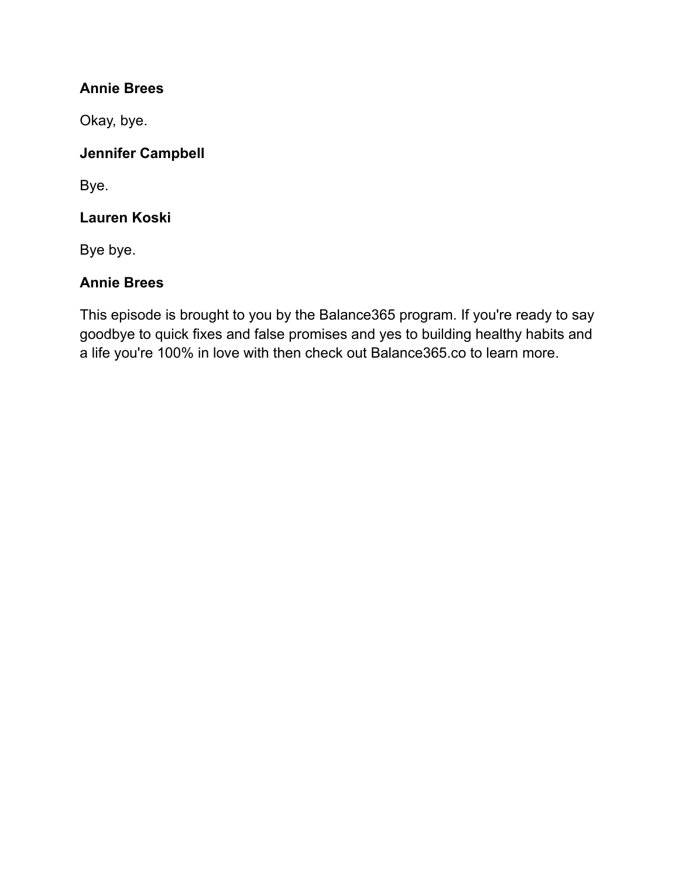**Annie Brees**

Okay, bye.

**Jennifer Campbell**

Bye.

**Lauren Koski**

Bye bye.

**Annie Brees**

This episode is brought to you by the Balance365 program. If you're ready to say goodbye to quick fixes and false promises and yes to building healthy habits and a life you're 100% in love with then check out Balance365.co to learn more.